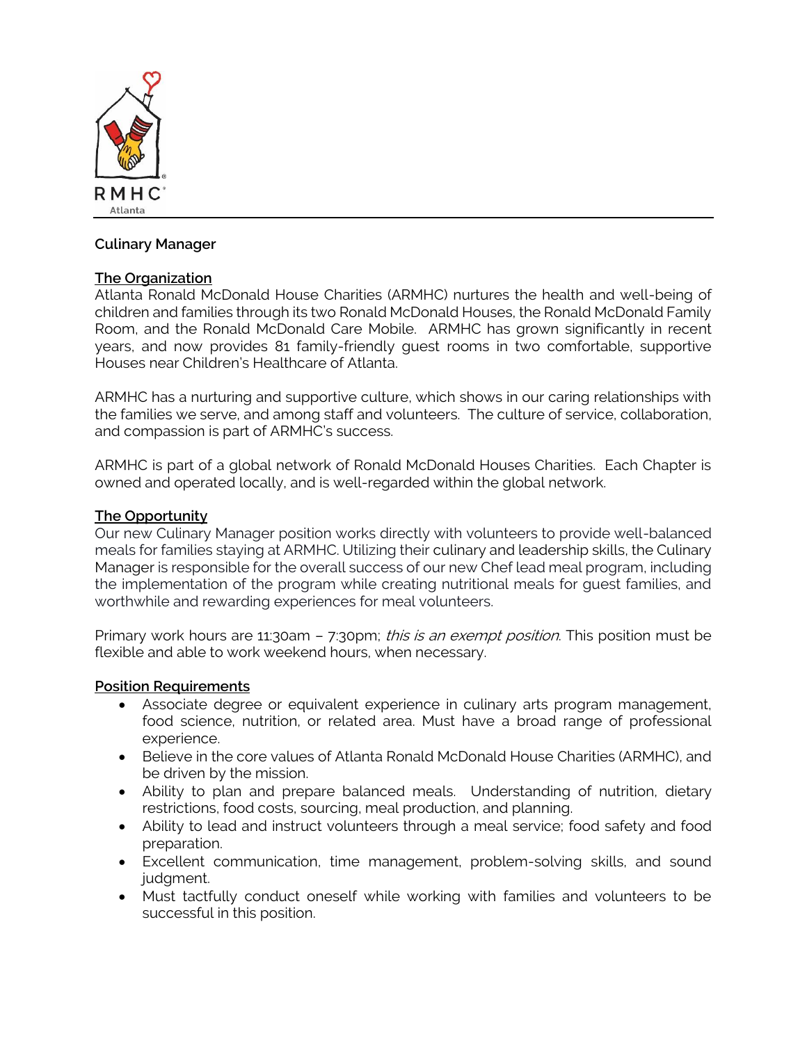RMHC
Atlanta

# Culinary Manager

## The Organization

Atlanta Ronald McDonald House Charities (ARMHC) nurtures the health and well-being of children and families through its two Ronald McDonald Houses, the Ronald McDonald Family Room, and the Ronald McDonald Care Mobile. ARMHC has grown significantly in recent years, and now provides 81 family-friendly guest rooms in two comfortable, supportive Houses near Children's Healthcare of Atlanta.

ARMHC has a nurturing and supportive culture, which shows in our caring relationships with the families we serve, and among staff and volunteers. The culture of service, collaboration, and compassion is part of ARMHC's success.

ARMHC is part of a global network of Ronald McDonald Houses Charities. Each Chapter is owned and operated locally, and is well-regarded within the global network.

## The Opportunity

Our new Culinary Manager position works directly with volunteers to provide well-balanced meals for families staying at ARMHC. Utilizing their culinary and leadership skills, the Culinary Manager is responsible for the overall success of our new Chef lead meal program, including the implementation of the program while creating nutritional meals for guest families, and worthwhile and rewarding experiences for meal volunteers.

Primary work hours are 11:30am – 7:30pm; *this is an exempt position*. This position must be flexible and able to work weekend hours, when necessary.

## Position Requirements

- Associate degree or equivalent experience in culinary arts program management, food science, nutrition, or related area. Must have a broad range of professional experience.
- Believe in the core values of Atlanta Ronald McDonald House Charities (ARMHC), and be driven by the mission.
- Ability to plan and prepare balanced meals. Understanding of nutrition, dietary restrictions, food costs, sourcing, meal production, and planning.
- Ability to lead and instruct volunteers through a meal service; food safety and food preparation.
- Excellent communication, time management, problem-solving skills, and sound judgment.
- Must tactfully conduct oneself while working with families and volunteers to be successful in this position.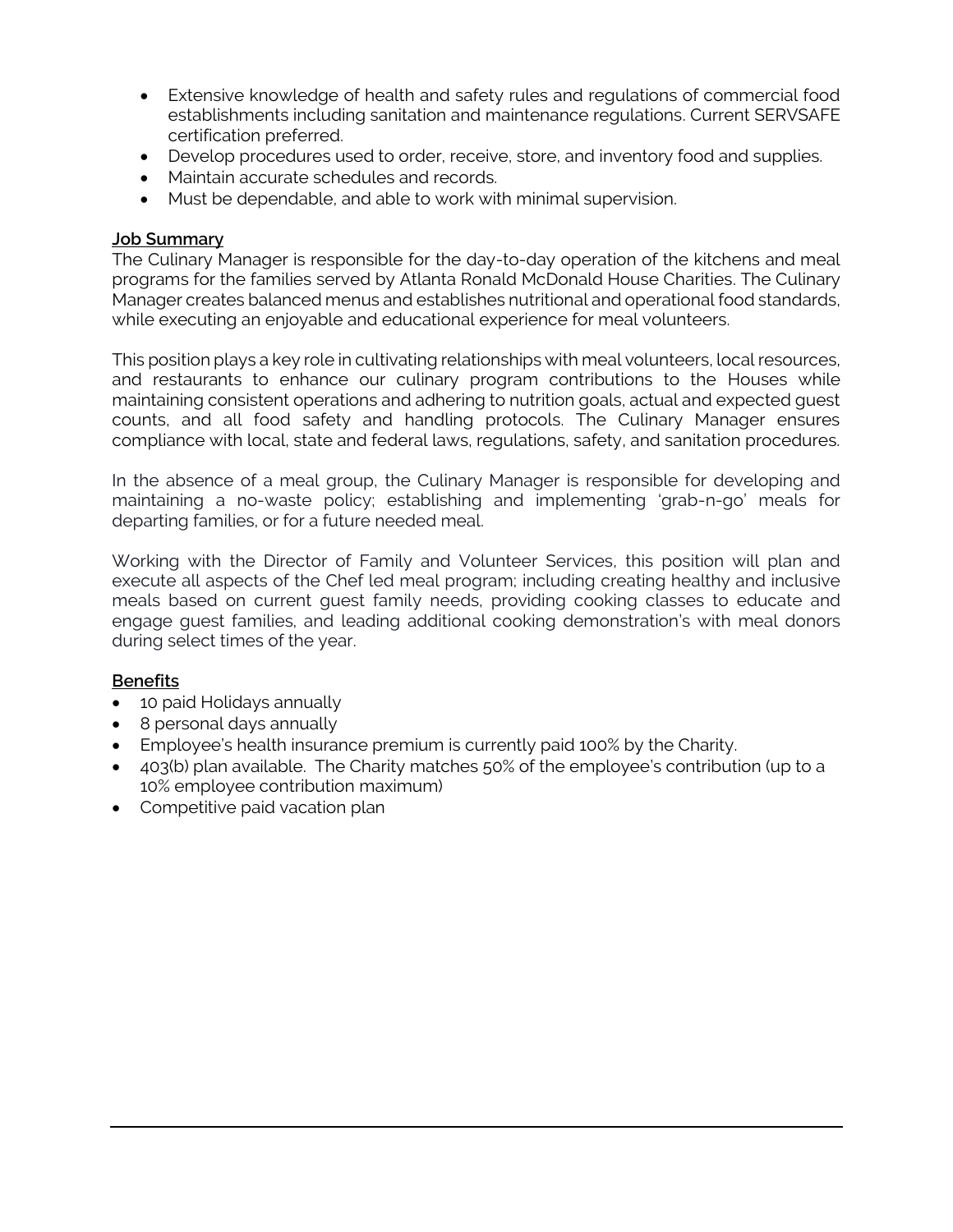- Extensive knowledge of health and safety rules and regulations of commercial food establishments including sanitation and maintenance regulations. Current SERVSAFE certification preferred.
- Develop procedures used to order, receive, store, and inventory food and supplies.
- Maintain accurate schedules and records.
- Must be dependable, and able to work with minimal supervision.

**Job Summary**

The Culinary Manager is responsible for the day-to-day operation of the kitchens and meal programs for the families served by Atlanta Ronald McDonald House Charities. The Culinary Manager creates balanced menus and establishes nutritional and operational food standards, while executing an enjoyable and educational experience for meal volunteers.

This position plays a key role in cultivating relationships with meal volunteers, local resources, and restaurants to enhance our culinary program contributions to the Houses while maintaining consistent operations and adhering to nutrition goals, actual and expected guest counts, and all food safety and handling protocols. The Culinary Manager ensures compliance with local, state and federal laws, regulations, safety, and sanitation procedures.

In the absence of a meal group, the Culinary Manager is responsible for developing and maintaining a no-waste policy; establishing and implementing 'grab-n-go' meals for departing families, or for a future needed meal.

Working with the Director of Family and Volunteer Services, this position will plan and execute all aspects of the Chef led meal program; including creating healthy and inclusive meals based on current guest family needs, providing cooking classes to educate and engage guest families, and leading additional cooking demonstration's with meal donors during select times of the year.

**Benefits**

- 10 paid Holidays annually
- 8 personal days annually
- Employee's health insurance premium is currently paid 100% by the Charity.
- 403(b) plan available. The Charity matches 50% of the employee's contribution (up to a 10% employee contribution maximum)
- Competitive paid vacation plan